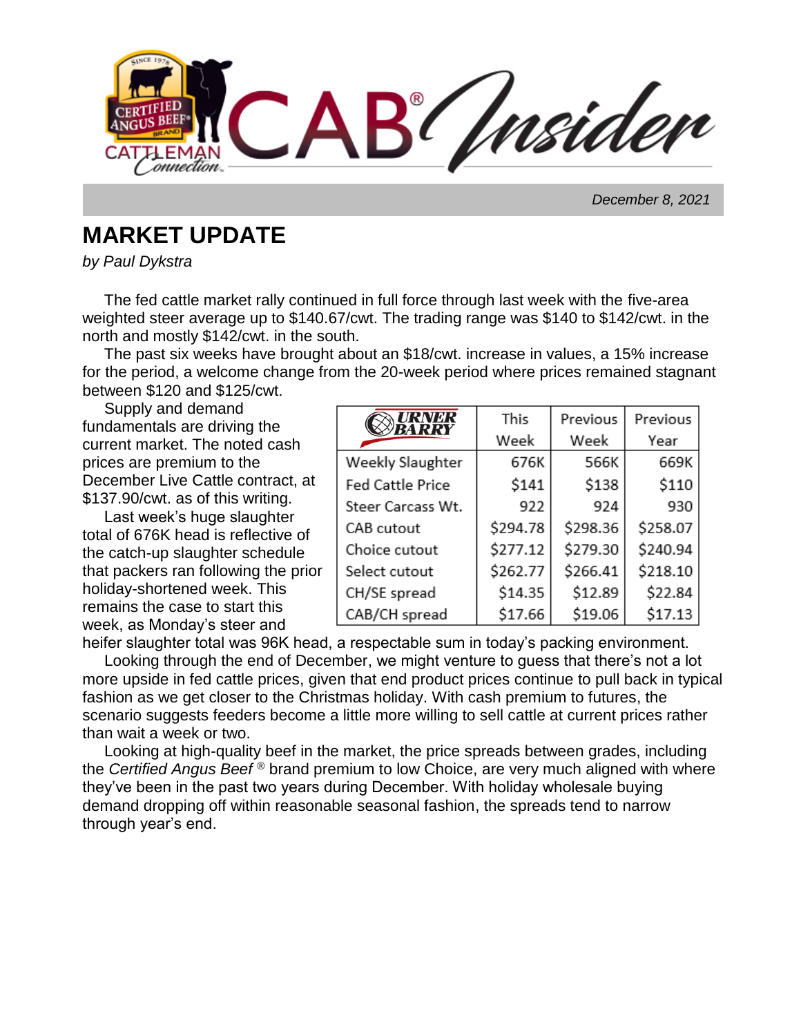CAB® Insider

*December 8, 2021*

# MARKET UPDATE

*by Paul Dykstra*

The fed cattle market rally continued in full force through last week with the five-area weighted steer average up to $140.67/cwt. The trading range was $140 to $142/cwt. in the north and mostly $142/cwt. in the south.

The past six weeks have brought about an $18/cwt. increase in values, a 15% increase for the period, a welcome change from the 20-week period where prices remained stagnant between $120 and $125/cwt.

Supply and demand fundamentals are driving the current market. The noted cash prices are premium to the December Live Cattle contract, at $137.90/cwt. as of this writing.

| URNER BARRY | This Week | Previous Week | Previous Year |
|---|---|---|---|
| Weekly Slaughter | 676K | 566K | 669K |
| Fed Cattle Price | $141 | $138 | $110 |
| Steer Carcass Wt. | 922 | 924 | 930 |
| CAB cutout | $294.78 | $298.36 | $258.07 |
| Choice cutout | $277.12 | $279.30 | $240.94 |
| Select cutout | $262.77 | $266.41 | $218.10 |
| CH/SE spread | $14.35 | $12.89 | $22.84 |
| CAB/CH spread | $17.66 | $19.06 | $17.13 |

Last week's huge slaughter total of 676K head is reflective of the catch-up slaughter schedule that packers ran following the prior holiday-shortened week. This remains the case to start this week, as Monday's steer and heifer slaughter total was 96K head, a respectable sum in today's packing environment.

Looking through the end of December, we might venture to guess that there's not a lot more upside in fed cattle prices, given that end product prices continue to pull back in typical fashion as we get closer to the Christmas holiday. With cash premium to futures, the scenario suggests feeders become a little more willing to sell cattle at current prices rather than wait a week or two.

Looking at high-quality beef in the market, the price spreads between grades, including the *Certified Angus Beef* ® brand premium to low Choice, are very much aligned with where they've been in the past two years during December. With holiday wholesale buying demand dropping off within reasonable seasonal fashion, the spreads tend to narrow through year's end.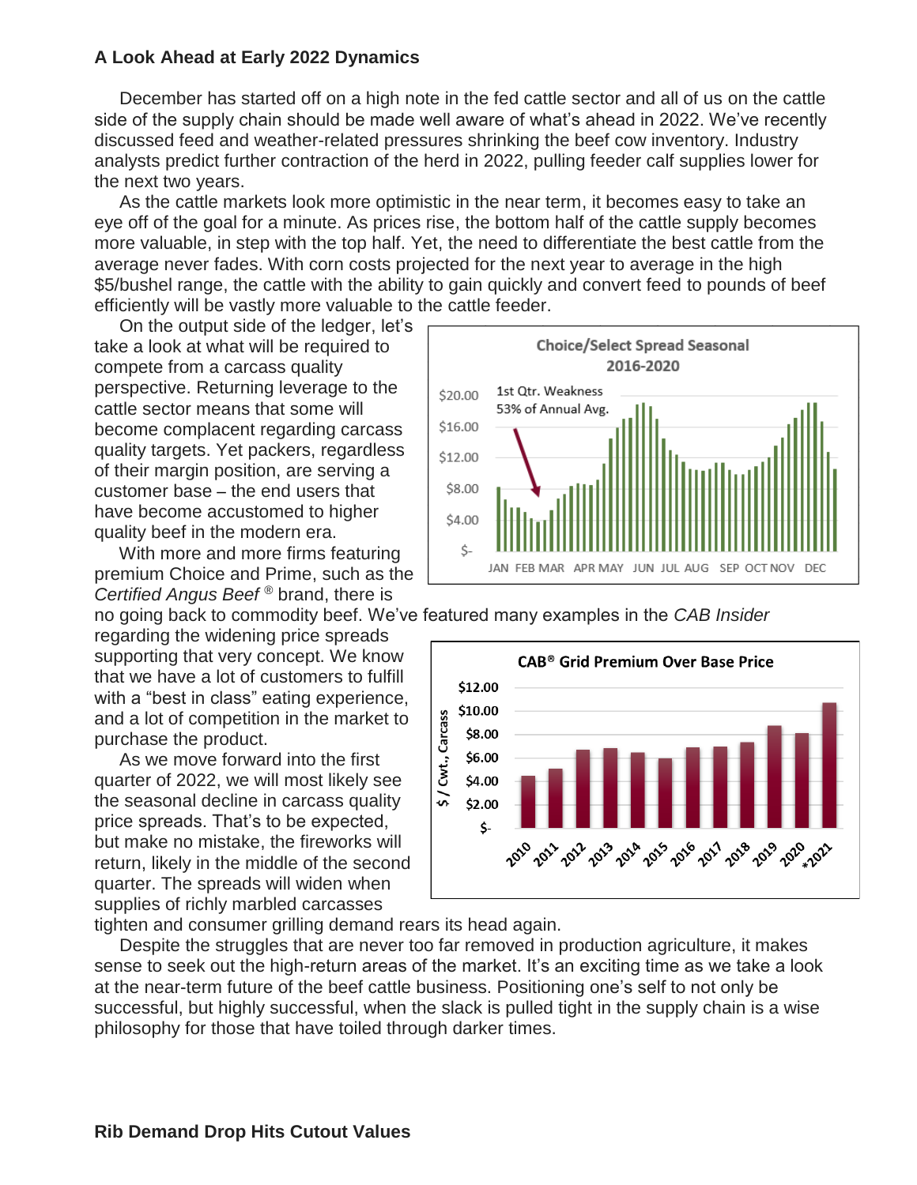### A Look Ahead at Early 2022 Dynamics

December has started off on a high note in the fed cattle sector and all of us on the cattle side of the supply chain should be made well aware of what's ahead in 2022. We've recently discussed feed and weather-related pressures shrinking the beef cow inventory. Industry analysts predict further contraction of the herd in 2022, pulling feeder calf supplies lower for the next two years.

As the cattle markets look more optimistic in the near term, it becomes easy to take an eye off of the goal for a minute. As prices rise, the bottom half of the cattle supply becomes more valuable, in step with the top half. Yet, the need to differentiate the best cattle from the average never fades. With corn costs projected for the next year to average in the high $5/bushel range, the cattle with the ability to gain quickly and convert feed to pounds of beef efficiently will be vastly more valuable to the cattle feeder.

On the output side of the ledger, let's take a look at what will be required to compete from a carcass quality perspective. Returning leverage to the cattle sector means that some will become complacent regarding carcass quality targets. Yet packers, regardless of their margin position, are serving a customer base – the end users that have become accustomed to higher quality beef in the modern era.

Choice/Select Spread Seasonal
2016-2020

$20.00
$16.00
$12.00
$8.00
$4.00
$-

1st Qtr. Weakness
53% of Annual Avg.

JAN FEB MAR APR MAY JUN JUL AUG SEP OCT NOV DEC

With more and more firms featuring premium Choice and Prime, such as the *Certified Angus Beef ®* brand, there is no going back to commodity beef. We've featured many examples in the *CAB Insider* regarding the widening price spreads supporting that very concept. We know that we have a lot of customers to fulfill with a "best in class" eating experience, and a lot of competition in the market to purchase the product.

CAB® Grid Premium Over Base Price

$ / Cwt., Carcass

$12.00
$10.00
$8.00
$6.00
$4.00
$2.00
$-

2010 2011 2012 2013 2014 2015 2016 2017 2018 2019 2020 *2021

As we move forward into the first quarter of 2022, we will most likely see the seasonal decline in carcass quality price spreads. That's to be expected, but make no mistake, the fireworks will return, likely in the middle of the second quarter. The spreads will widen when supplies of richly marbled carcasses tighten and consumer grilling demand rears its head again.

Despite the struggles that are never too far removed in production agriculture, it makes sense to seek out the high-return areas of the market. It's an exciting time as we take a look at the near-term future of the beef cattle business. Positioning one's self to not only be successful, but highly successful, when the slack is pulled tight in the supply chain is a wise philosophy for those that have toiled through darker times.

### Rib Demand Drop Hits Cutout Values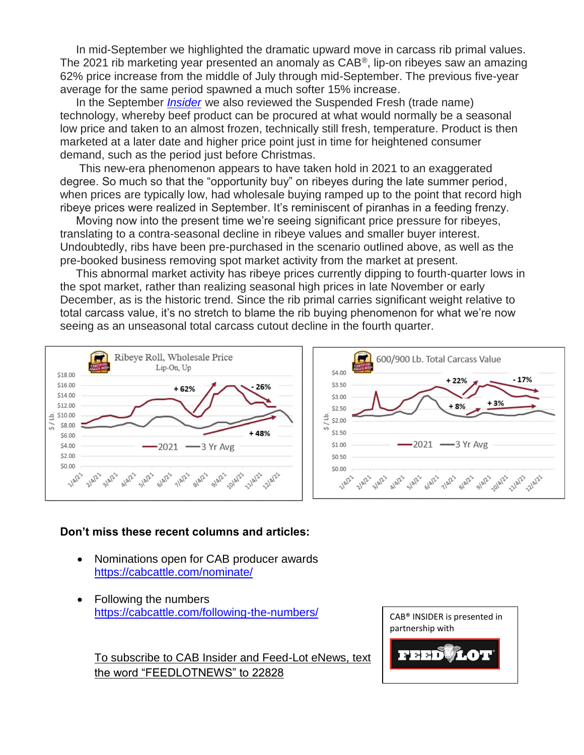In mid-September we highlighted the dramatic upward move in carcass rib primal values. The 2021 rib marketing year presented an anomaly as CAB®, lip-on ribeyes saw an amazing 62% price increase from the middle of July through mid-September. The previous five-year average for the same period spawned a much softer 15% increase.

In the September *Insider* we also reviewed the Suspended Fresh (trade name) technology, whereby beef product can be procured at what would normally be a seasonal low price and taken to an almost frozen, technically still fresh, temperature. Product is then marketed at a later date and higher price point just in time for heightened consumer demand, such as the period just before Christmas.

This new-era phenomenon appears to have taken hold in 2021 to an exaggerated degree. So much so that the "opportunity buy" on ribeyes during the late summer period, when prices are typically low, had wholesale buying ramped up to the point that record high ribeye prices were realized in September. It's reminiscent of piranhas in a feeding frenzy.

Moving now into the present time we're seeing significant price pressure for ribeyes, translating to a contra-seasonal decline in ribeye values and smaller buyer interest. Undoubtedly, ribs have been pre-purchased in the scenario outlined above, as well as the pre-booked business removing spot market activity from the market at present.

This abnormal market activity has ribeye prices currently dipping to fourth-quarter lows in the spot market, rather than realizing seasonal high prices in late November or early December, as is the historic trend. Since the rib primal carries significant weight relative to total carcass value, it's no stretch to blame the rib buying phenomenon for what we're now seeing as an unseasonal total carcass cutout decline in the fourth quarter.

Ribeye Roll, Wholesale Price
Lip-On, Up
$ / Lb.
$18.00 $16.00 $14.00 $12.00 $10.00 $8.00 $6.00 $4.00 $2.00 $0.00
+ 62%
- 26%
+ 48%
2021 3 Yr Avg
1/4/21 2/4/21 3/4/21 4/4/21 5/4/21 6/4/21 7/4/21 8/4/21 9/4/21 10/4/21 11/4/21 12/4/21

600/900 Lb. Total Carcass Value
$ / Lb.
$4.00 $3.50 $3.00 $2.50 $2.00 $1.50 $1.00 $0.50 $0.00
+ 22%
- 17%
+ 8%
+ 3%
2021 3 Yr Avg
1/4/21 2/4/21 3/4/21 4/4/21 5/4/21 6/4/21 7/4/21 8/4/21 9/4/21 10/4/21 11/4/21 12/4/21

**Don't miss these recent columns and articles:**

- Nominations open for CAB producer awards
  https://cabcattle.com/nominate/
- Following the numbers
  https://cabcattle.com/following-the-numbers/

To subscribe to CAB Insider and Feed-Lot eNews, text the word "FEEDLOTNEWS" to 22828

CAB® INSIDER is presented in partnership with FEED LOT